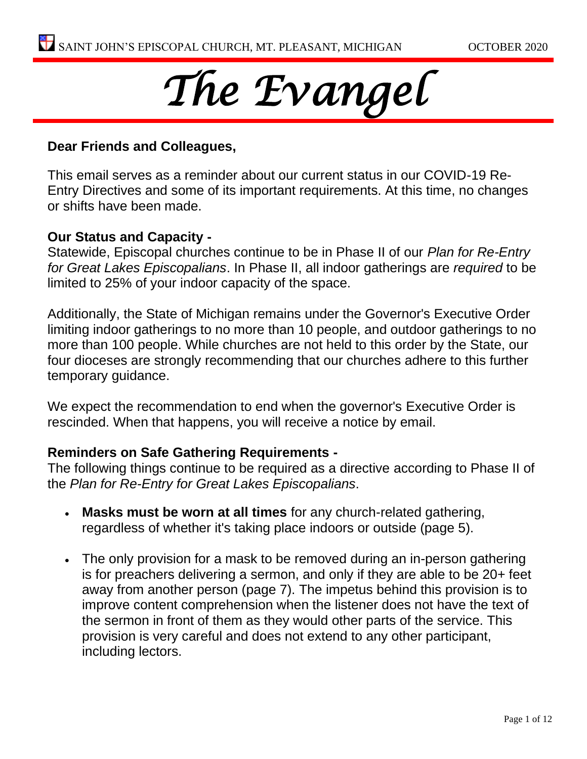SAINT JOHN'S EPISCOPAL CHURCH, MT. PLEASANT, MICHIGAN OCTOBER 2020

# *The Evangel*

**Dear Friends and Colleagues,**

This email serves as a reminder about our current status in our COVID-19 Re-Entry Directives and some of its important requirements. At this time, no changes or shifts have been made.

**Our Status and Capacity -**

Statewide, Episcopal churches continue to be in Phase II of our *Plan for Re-Entry for Great Lakes Episcopalians*. In Phase II, all indoor gatherings are *required* to be limited to 25% of your indoor capacity of the space.

Additionally, the State of Michigan remains under the Governor's Executive Order limiting indoor gatherings to no more than 10 people, and outdoor gatherings to no more than 100 people. While churches are not held to this order by the State, our four dioceses are strongly recommending that our churches adhere to this further temporary guidance.

We expect the recommendation to end when the governor's Executive Order is rescinded. When that happens, you will receive a notice by email.

**Reminders on Safe Gathering Requirements -**

The following things continue to be required as a directive according to Phase II of the *Plan for Re-Entry for Great Lakes Episcopalians*.

- **Masks must be worn at all times** for any church-related gathering, regardless of whether it's taking place indoors or outside (page 5).
- The only provision for a mask to be removed during an in-person gathering is for preachers delivering a sermon, and only if they are able to be 20+ feet away from another person (page 7). The impetus behind this provision is to improve content comprehension when the listener does not have the text of the sermon in front of them as they would other parts of the service. This provision is very careful and does not extend to any other participant, including lectors.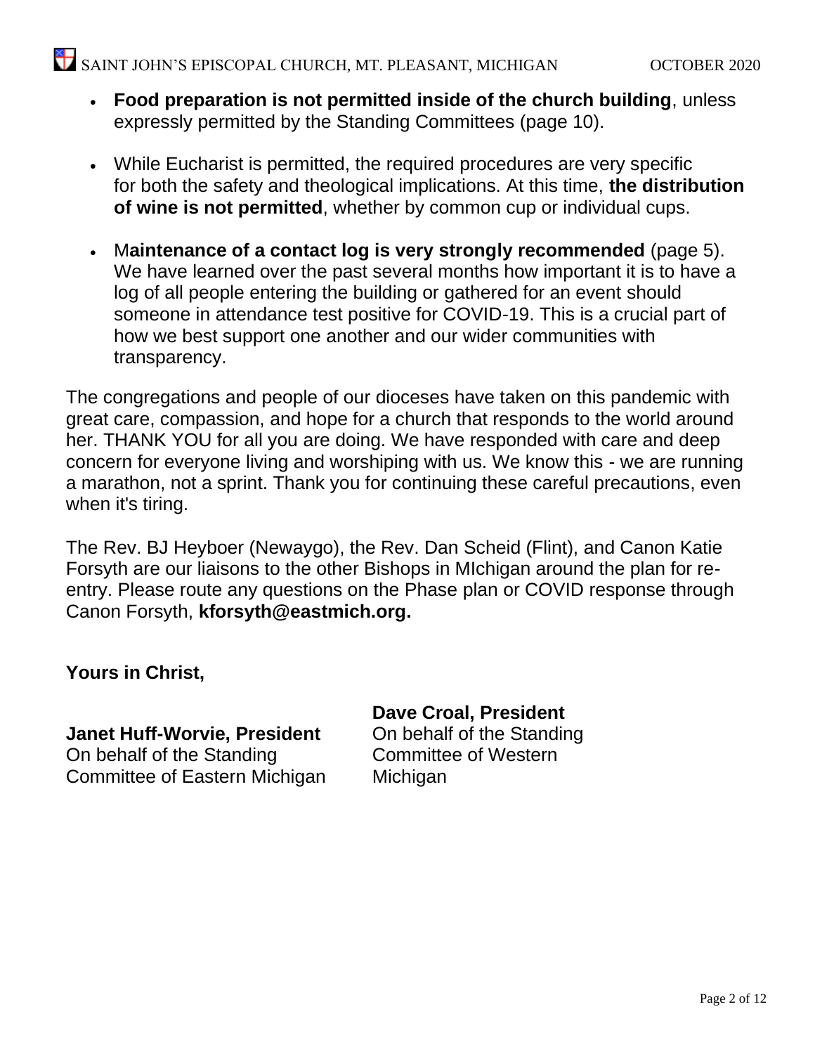- **Food preparation is not permitted inside of the church building**, unless expressly permitted by the Standing Committees (page 10).

- While Eucharist is permitted, the required procedures are very specific for both the safety and theological implications. At this time, **the distribution of wine is not permitted**, whether by common cup or individual cups.

- M**aintenance of a contact log is very strongly recommended** (page 5). We have learned over the past several months how important it is to have a log of all people entering the building or gathered for an event should someone in attendance test positive for COVID-19. This is a crucial part of how we best support one another and our wider communities with transparency.

The congregations and people of our dioceses have taken on this pandemic with great care, compassion, and hope for a church that responds to the world around her. THANK YOU for all you are doing. We have responded with care and deep concern for everyone living and worshiping with us. We know this - we are running a marathon, not a sprint. Thank you for continuing these careful precautions, even when it's tiring.

The Rev. BJ Heyboer (Newaygo), the Rev. Dan Scheid (Flint), and Canon Katie Forsyth are our liaisons to the other Bishops in MIchigan around the plan for re-entry. Please route any questions on the Phase plan or COVID response through Canon Forsyth, **kforsyth@eastmich.org.**

**Yours in Christ,**

**Janet Huff-Worvie, President**
On behalf of the Standing Committee of Eastern Michigan

**Dave Croal, President**
On behalf of the Standing Committee of Western Michigan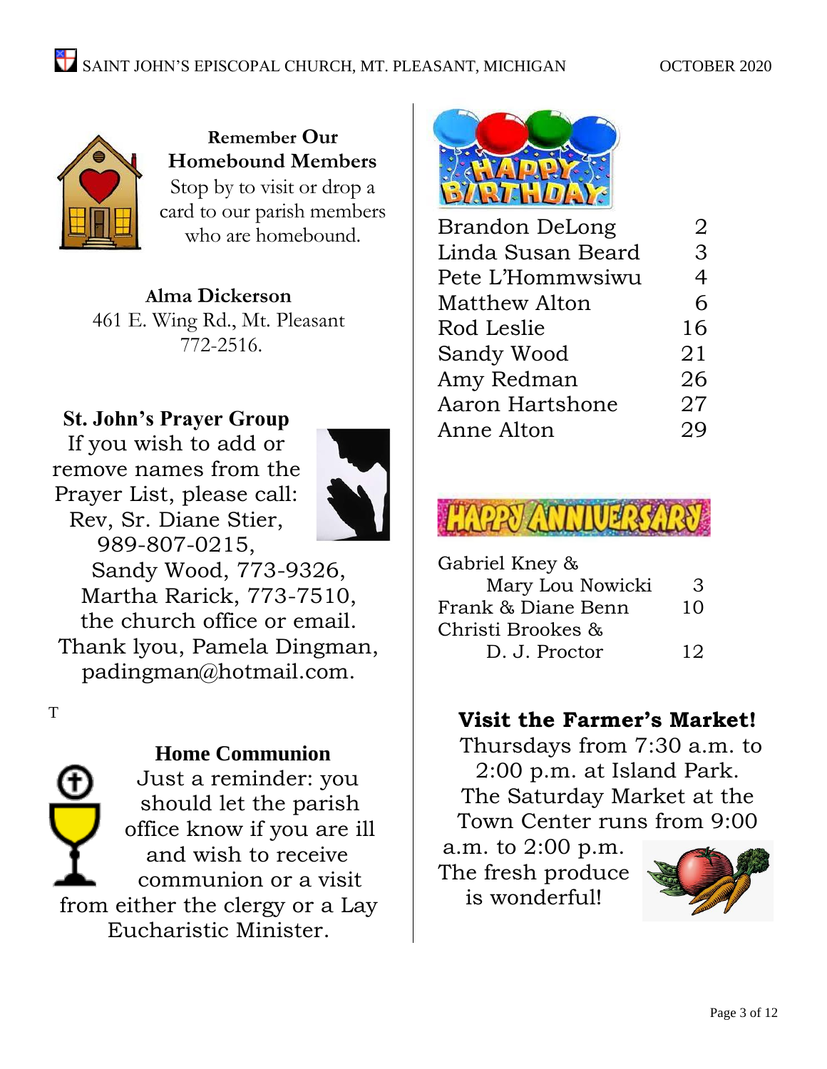**Remember Our Homebound Members**

Stop by to visit or drop a card to our parish members who are homebound.

**Alma Dickerson**
461 E. Wing Rd., Mt. Pleasant
772-2516.

**St. John's Prayer Group**

If you wish to add or remove names from the Prayer List, please call: Rev, Sr. Diane Stier, 989-807-0215, Sandy Wood, 773-9326, Martha Rarick, 773-7510, the church office or email. Thank lyou, Pamela Dingman, padingman@hotmail.com.

T

**Home Communion**

Just a reminder: you should let the parish office know if you are ill and wish to receive communion or a visit from either the clergy or a Lay Eucharistic Minister.

## HAPPY BIRTHDAY

| Name | Date |
|---|---|
| Brandon DeLong | 2 |
| Linda Susan Beard | 3 |
| Pete L'Hommwsiwu | 4 |
| Matthew Alton | 6 |
| Rod Leslie | 16 |
| Sandy Wood | 21 |
| Amy Redman | 26 |
| Aaron Hartshone | 27 |
| Anne Alton | 29 |

## HAPPY ANNIVERSARY

| Names | Date |
|---|---|
| Gabriel Kney & Mary Lou Nowicki | 3 |
| Frank & Diane Benn | 10 |
| Christi Brookes & D. J. Proctor | 12 |

**Visit the Farmer's Market!**

Thursdays from 7:30 a.m. to 2:00 p.m. at Island Park. The Saturday Market at the Town Center runs from 9:00 a.m. to 2:00 p.m. The fresh produce is wonderful!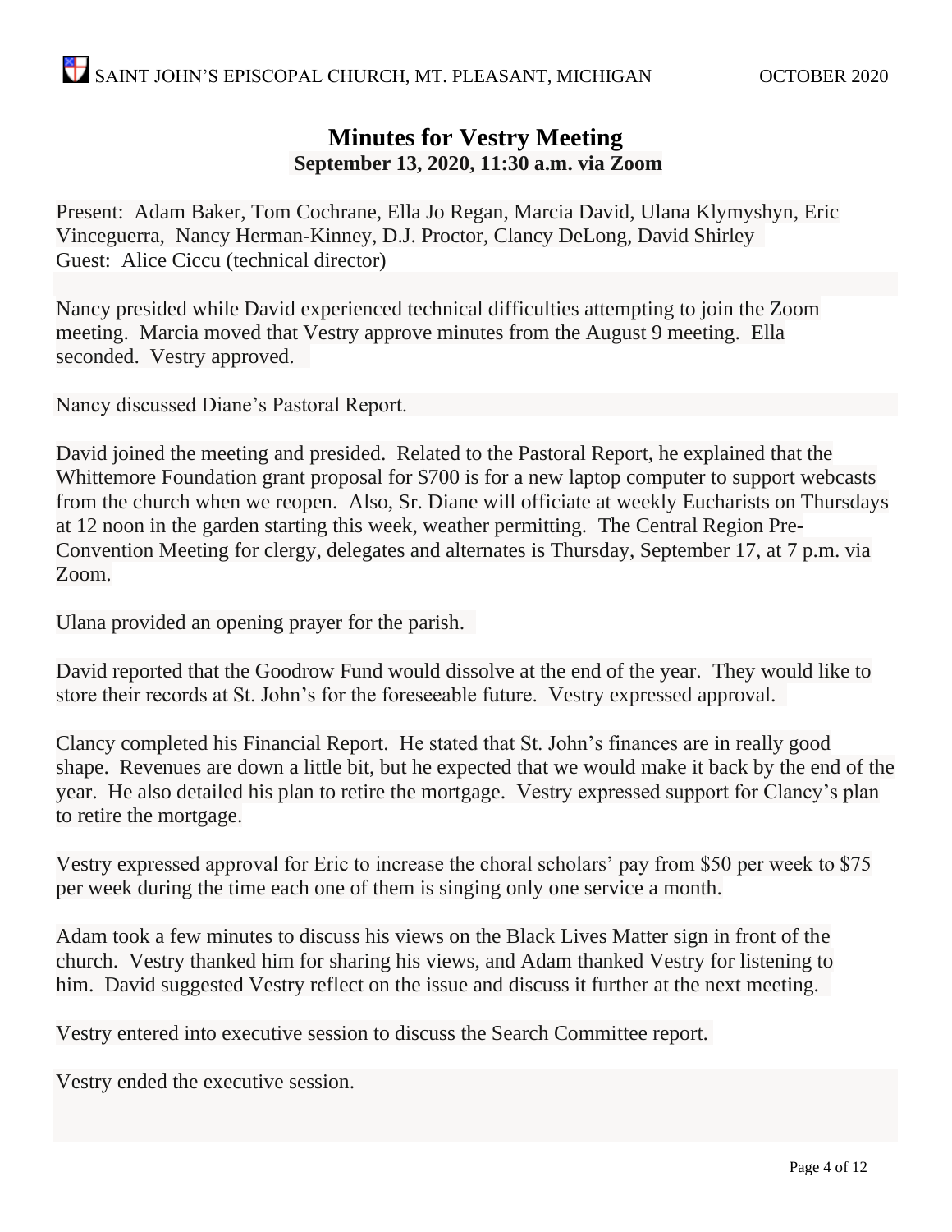# Minutes for Vestry Meeting

**September 13, 2020, 11:30 a.m. via Zoom**

Present: Adam Baker, Tom Cochrane, Ella Jo Regan, Marcia David, Ulana Klymyshyn, Eric Vinceguerra, Nancy Herman-Kinney, D.J. Proctor, Clancy DeLong, David Shirley
Guest: Alice Ciccu (technical director)

Nancy presided while David experienced technical difficulties attempting to join the Zoom meeting. Marcia moved that Vestry approve minutes from the August 9 meeting. Ella seconded. Vestry approved.

Nancy discussed Diane's Pastoral Report.

David joined the meeting and presided. Related to the Pastoral Report, he explained that the Whittemore Foundation grant proposal for $700 is for a new laptop computer to support webcasts from the church when we reopen. Also, Sr. Diane will officiate at weekly Eucharists on Thursdays at 12 noon in the garden starting this week, weather permitting. The Central Region Pre-Convention Meeting for clergy, delegates and alternates is Thursday, September 17, at 7 p.m. via Zoom.

Ulana provided an opening prayer for the parish.

David reported that the Goodrow Fund would dissolve at the end of the year. They would like to store their records at St. John's for the foreseeable future. Vestry expressed approval.

Clancy completed his Financial Report. He stated that St. John's finances are in really good shape. Revenues are down a little bit, but he expected that we would make it back by the end of the year. He also detailed his plan to retire the mortgage. Vestry expressed support for Clancy's plan to retire the mortgage.

Vestry expressed approval for Eric to increase the choral scholars' pay from $50 per week to $75 per week during the time each one of them is singing only one service a month.

Adam took a few minutes to discuss his views on the Black Lives Matter sign in front of the church. Vestry thanked him for sharing his views, and Adam thanked Vestry for listening to him. David suggested Vestry reflect on the issue and discuss it further at the next meeting.

Vestry entered into executive session to discuss the Search Committee report.

Vestry ended the executive session.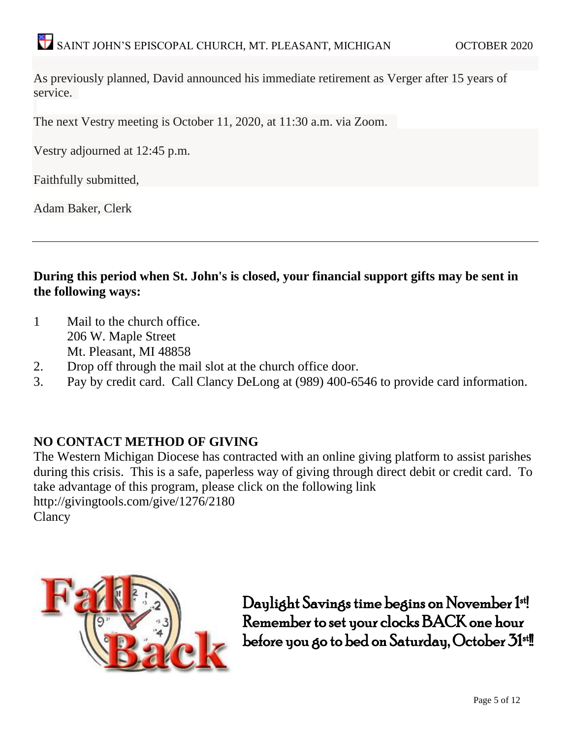As previously planned, David announced his immediate retirement as Verger after 15 years of service.

The next Vestry meeting is October 11, 2020, at 11:30 a.m. via Zoom.

Vestry adjourned at 12:45 p.m.

Faithfully submitted,

Adam Baker, Clerk

---

**During this period when St. John's is closed, your financial support gifts may be sent in the following ways:**

1. Mail to the church office.
   206 W. Maple Street
   Mt. Pleasant, MI 48858
2. Drop off through the mail slot at the church office door.
3. Pay by credit card. Call Clancy DeLong at (989) 400-6546 to provide card information.

**NO CONTACT METHOD OF GIVING**

The Western Michigan Diocese has contracted with an online giving platform to assist parishes during this crisis. This is a safe, paperless way of giving through direct debit or credit card. To take advantage of this program, please click on the following link
http://givingtools.com/give/1276/2180
Clancy

Daylight Savings time begins on November 1st! Remember to set your clocks BACK one hour before you go to bed on Saturday, October 31st!!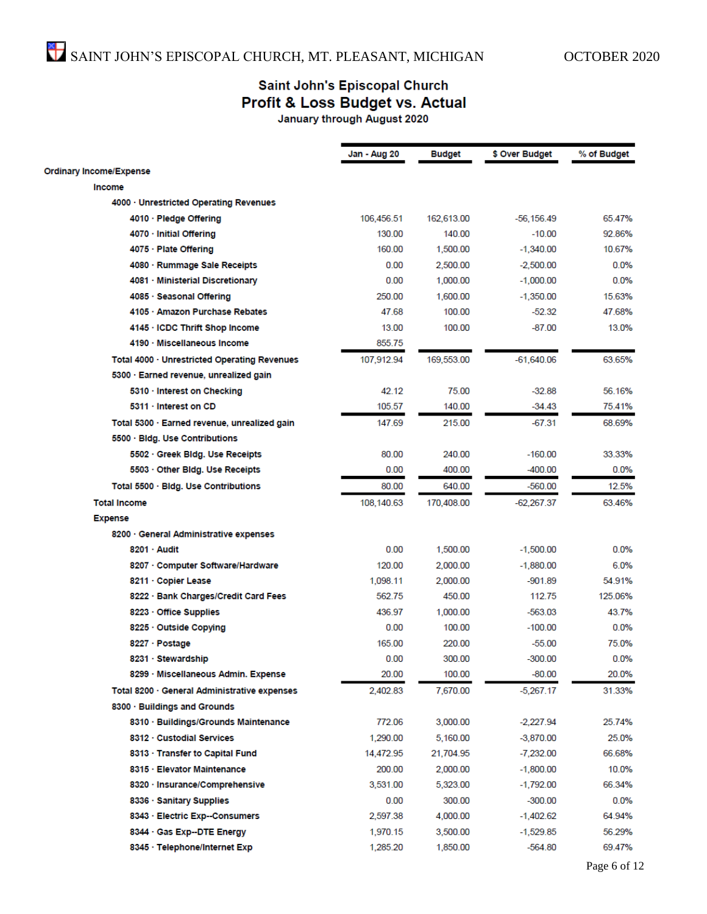## Saint John's Episcopal Church
# Profit & Loss Budget vs. Actual
### January through August 2020

| | Jan - Aug 20 | Budget | $ Over Budget | % of Budget |
|---|---|---|---|---|
| **Ordinary Income/Expense** | | | | |
| **Income** | | | | |
| **4000 · Unrestricted Operating Revenues** | | | | |
| 4010 · Pledge Offering | 106,456.51 | 162,613.00 | -56,156.49 | 65.47% |
| 4070 · Initial Offering | 130.00 | 140.00 | -10.00 | 92.86% |
| 4075 · Plate Offering | 160.00 | 1,500.00 | -1,340.00 | 10.67% |
| 4080 · Rummage Sale Receipts | 0.00 | 2,500.00 | -2,500.00 | 0.0% |
| 4081 · Ministerial Discretionary | 0.00 | 1,000.00 | -1,000.00 | 0.0% |
| 4085 · Seasonal Offering | 250.00 | 1,600.00 | -1,350.00 | 15.63% |
| 4105 · Amazon Purchase Rebates | 47.68 | 100.00 | -52.32 | 47.68% |
| 4145 · ICDC Thrift Shop Income | 13.00 | 100.00 | -87.00 | 13.0% |
| 4190 · Miscellaneous Income | 855.75 | | | |
| **Total 4000 · Unrestricted Operating Revenues** | 107,912.94 | 169,553.00 | -61,640.06 | 63.65% |
| **5300 · Earned revenue, unrealized gain** | | | | |
| 5310 · Interest on Checking | 42.12 | 75.00 | -32.88 | 56.16% |
| 5311 · Interest on CD | 105.57 | 140.00 | -34.43 | 75.41% |
| **Total 5300 · Earned revenue, unrealized gain** | 147.69 | 215.00 | -67.31 | 68.69% |
| **5500 · Bldg. Use Contributions** | | | | |
| 5502 · Greek Bldg. Use Receipts | 80.00 | 240.00 | -160.00 | 33.33% |
| 5503 · Other Bldg. Use Receipts | 0.00 | 400.00 | -400.00 | 0.0% |
| **Total 5500 · Bldg. Use Contributions** | 80.00 | 640.00 | -560.00 | 12.5% |
| **Total Income** | 108,140.63 | 170,408.00 | -62,267.37 | 63.46% |
| **Expense** | | | | |
| **8200 · General Administrative expenses** | | | | |
| 8201 · Audit | 0.00 | 1,500.00 | -1,500.00 | 0.0% |
| 8207 · Computer Software/Hardware | 120.00 | 2,000.00 | -1,880.00 | 6.0% |
| 8211 · Copier Lease | 1,098.11 | 2,000.00 | -901.89 | 54.91% |
| 8222 · Bank Charges/Credit Card Fees | 562.75 | 450.00 | 112.75 | 125.06% |
| 8223 · Office Supplies | 436.97 | 1,000.00 | -563.03 | 43.7% |
| 8225 · Outside Copying | 0.00 | 100.00 | -100.00 | 0.0% |
| 8227 · Postage | 165.00 | 220.00 | -55.00 | 75.0% |
| 8231 · Stewardship | 0.00 | 300.00 | -300.00 | 0.0% |
| 8299 · Miscellaneous Admin. Expense | 20.00 | 100.00 | -80.00 | 20.0% |
| **Total 8200 · General Administrative expenses** | 2,402.83 | 7,670.00 | -5,267.17 | 31.33% |
| **8300 · Buildings and Grounds** | | | | |
| 8310 · Buildings/Grounds Maintenance | 772.06 | 3,000.00 | -2,227.94 | 25.74% |
| 8312 · Custodial Services | 1,290.00 | 5,160.00 | -3,870.00 | 25.0% |
| 8313 · Transfer to Capital Fund | 14,472.95 | 21,704.95 | -7,232.00 | 66.68% |
| 8315 · Elevator Maintenance | 200.00 | 2,000.00 | -1,800.00 | 10.0% |
| 8320 · Insurance/Comprehensive | 3,531.00 | 5,323.00 | -1,792.00 | 66.34% |
| 8336 · Sanitary Supplies | 0.00 | 300.00 | -300.00 | 0.0% |
| 8343 · Electric Exp--Consumers | 2,597.38 | 4,000.00 | -1,402.62 | 64.94% |
| 8344 · Gas Exp--DTE Energy | 1,970.15 | 3,500.00 | -1,529.85 | 56.29% |
| 8345 · Telephone/Internet Exp | 1,285.20 | 1,850.00 | -564.80 | 69.47% |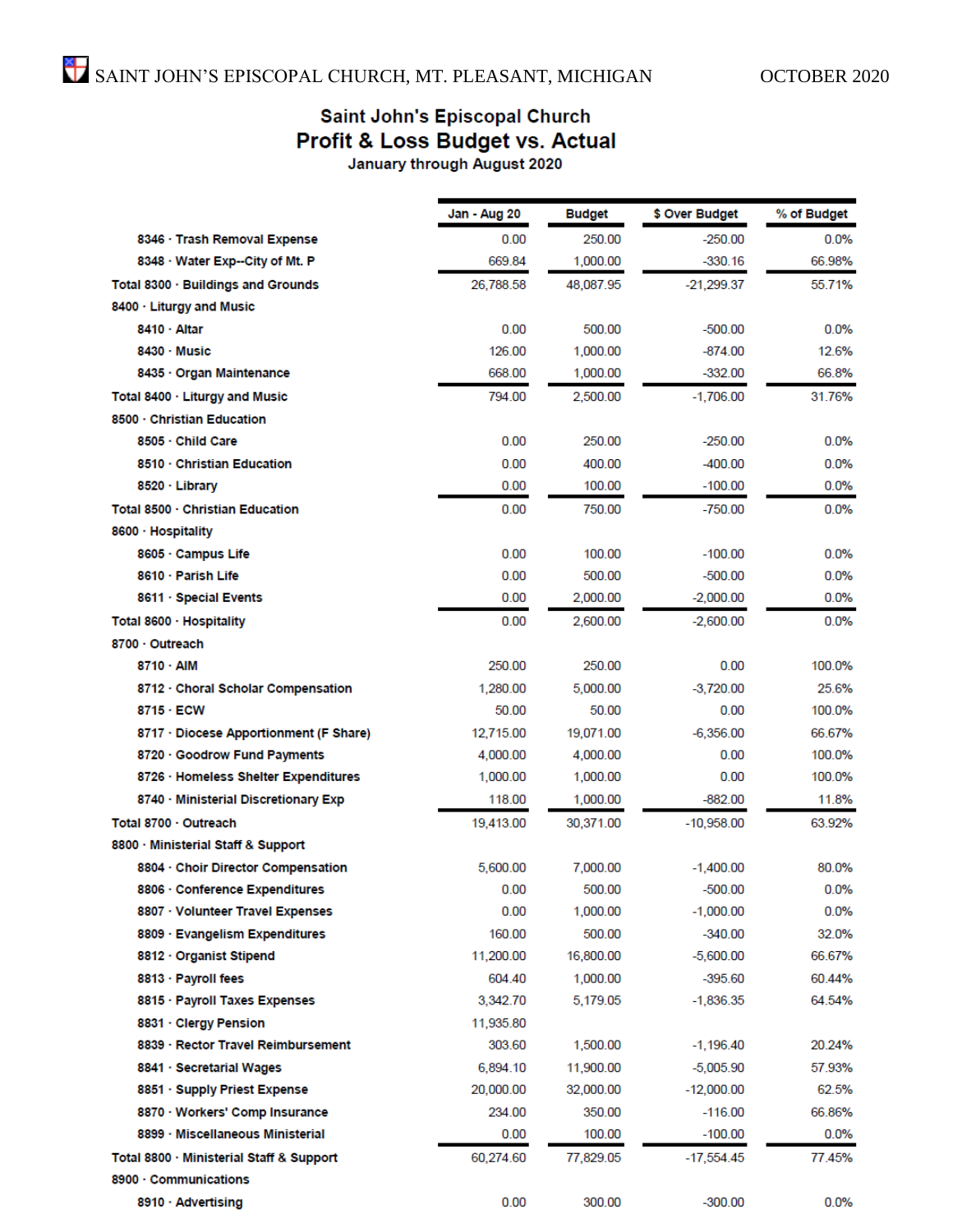# Saint John's Episcopal Church

## Profit & Loss Budget vs. Actual

### January through August 2020

| | Jan - Aug 20 | Budget | $ Over Budget | % of Budget |
|---|---|---|---|---|
| 8346 · Trash Removal Expense | 0.00 | 250.00 | -250.00 | 0.0% |
| 8348 · Water Exp--City of Mt. P | 669.84 | 1,000.00 | -330.16 | 66.98% |
| Total 8300 · Buildings and Grounds | 26,788.58 | 48,087.95 | -21,299.37 | 55.71% |
| 8400 · Liturgy and Music | | | | |
| 8410 · Altar | 0.00 | 500.00 | -500.00 | 0.0% |
| 8430 · Music | 126.00 | 1,000.00 | -874.00 | 12.6% |
| 8435 · Organ Maintenance | 668.00 | 1,000.00 | -332.00 | 66.8% |
| Total 8400 · Liturgy and Music | 794.00 | 2,500.00 | -1,706.00 | 31.76% |
| 8500 · Christian Education | | | | |
| 8505 · Child Care | 0.00 | 250.00 | -250.00 | 0.0% |
| 8510 · Christian Education | 0.00 | 400.00 | -400.00 | 0.0% |
| 8520 · Library | 0.00 | 100.00 | -100.00 | 0.0% |
| Total 8500 · Christian Education | 0.00 | 750.00 | -750.00 | 0.0% |
| 8600 · Hospitality | | | | |
| 8605 · Campus Life | 0.00 | 100.00 | -100.00 | 0.0% |
| 8610 · Parish Life | 0.00 | 500.00 | -500.00 | 0.0% |
| 8611 · Special Events | 0.00 | 2,000.00 | -2,000.00 | 0.0% |
| Total 8600 · Hospitality | 0.00 | 2,600.00 | -2,600.00 | 0.0% |
| 8700 · Outreach | | | | |
| 8710 · AIM | 250.00 | 250.00 | 0.00 | 100.0% |
| 8712 · Choral Scholar Compensation | 1,280.00 | 5,000.00 | -3,720.00 | 25.6% |
| 8715 · ECW | 50.00 | 50.00 | 0.00 | 100.0% |
| 8717 · Diocese Apportionment (F Share) | 12,715.00 | 19,071.00 | -6,356.00 | 66.67% |
| 8720 · Goodrow Fund Payments | 4,000.00 | 4,000.00 | 0.00 | 100.0% |
| 8726 · Homeless Shelter Expenditures | 1,000.00 | 1,000.00 | 0.00 | 100.0% |
| 8740 · Ministerial Discretionary Exp | 118.00 | 1,000.00 | -882.00 | 11.8% |
| Total 8700 · Outreach | 19,413.00 | 30,371.00 | -10,958.00 | 63.92% |
| 8800 · Ministerial Staff & Support | | | | |
| 8804 · Choir Director Compensation | 5,600.00 | 7,000.00 | -1,400.00 | 80.0% |
| 8806 · Conference Expenditures | 0.00 | 500.00 | -500.00 | 0.0% |
| 8807 · Volunteer Travel Expenses | 0.00 | 1,000.00 | -1,000.00 | 0.0% |
| 8809 · Evangelism Expenditures | 160.00 | 500.00 | -340.00 | 32.0% |
| 8812 · Organist Stipend | 11,200.00 | 16,800.00 | -5,600.00 | 66.67% |
| 8813 · Payroll fees | 604.40 | 1,000.00 | -395.60 | 60.44% |
| 8815 · Payroll Taxes Expenses | 3,342.70 | 5,179.05 | -1,836.35 | 64.54% |
| 8831 · Clergy Pension | 11,935.80 | | | |
| 8839 · Rector Travel Reimbursement | 303.60 | 1,500.00 | -1,196.40 | 20.24% |
| 8841 · Secretarial Wages | 6,894.10 | 11,900.00 | -5,005.90 | 57.93% |
| 8851 · Supply Priest Expense | 20,000.00 | 32,000.00 | -12,000.00 | 62.5% |
| 8870 · Workers' Comp Insurance | 234.00 | 350.00 | -116.00 | 66.86% |
| 8899 · Miscellaneous Ministerial | 0.00 | 100.00 | -100.00 | 0.0% |
| Total 8800 · Ministerial Staff & Support | 60,274.60 | 77,829.05 | -17,554.45 | 77.45% |
| 8900 · Communications | | | | |
| 8910 · Advertising | 0.00 | 300.00 | -300.00 | 0.0% |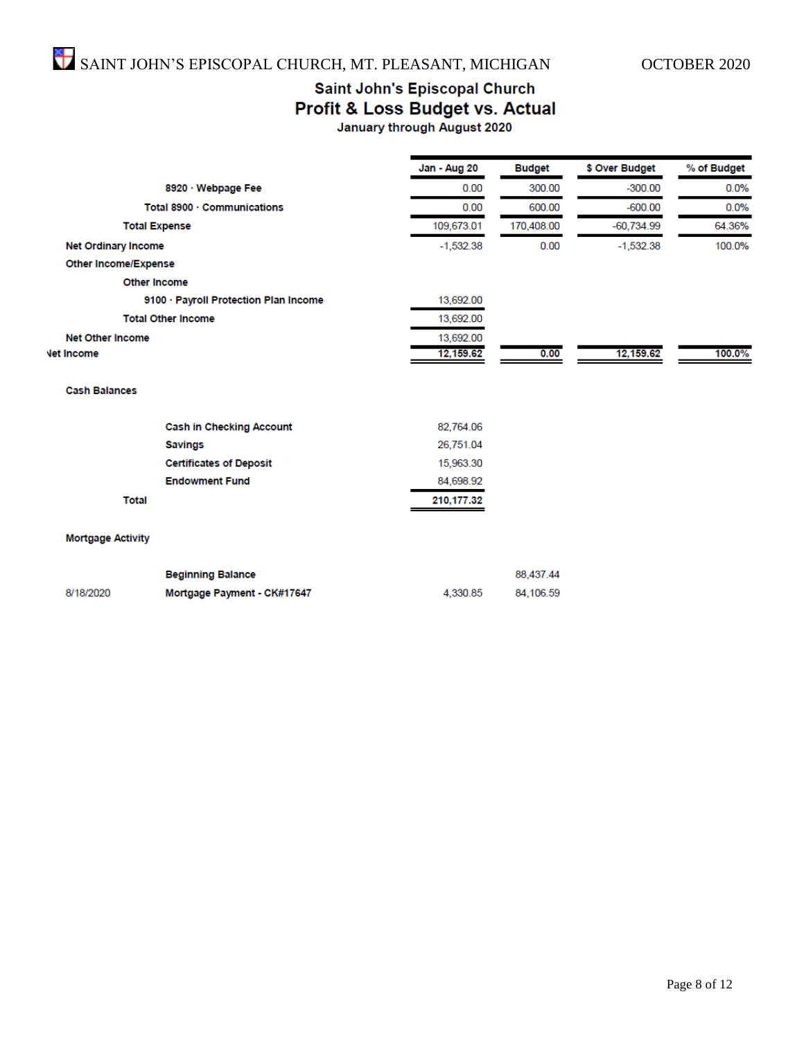## Saint John's Episcopal Church
## Profit & Loss Budget vs. Actual
**January through August 2020**

| | Jan - Aug 20 | Budget | $ Over Budget | % of Budget |
|---|---|---|---|---|
| 8920 · Webpage Fee | 0.00 | 300.00 | -300.00 | 0.0% |
| Total 8900 · Communications | 0.00 | 600.00 | -600.00 | 0.0% |
| Total Expense | 109,673.01 | 170,408.00 | -60,734.99 | 64.36% |
| Net Ordinary Income | -1,532.38 | 0.00 | -1,532.38 | 100.0% |
| Other Income/Expense | | | | |
| Other Income | | | | |
| 9100 · Payroll Protection Plan Income | 13,692.00 | | | |
| Total Other Income | 13,692.00 | | | |
| Net Other Income | 13,692.00 | | | |
| Net Income | 12,159.62 | 0.00 | 12,159.62 | 100.0% |

**Cash Balances**

| | |
|---|---|
| Cash in Checking Account | 82,764.06 |
| Savings | 26,751.04 |
| Certificates of Deposit | 15,963.30 |
| Endowment Fund | 84,698.92 |
| Total | 210,177.32 |

**Mortgage Activity**

| Date | Description | Payment | Balance |
|---|---|---|---|
| | Beginning Balance | | 88,437.44 |
| 8/18/2020 | Mortgage Payment - CK#17647 | 4,330.85 | 84,106.59 |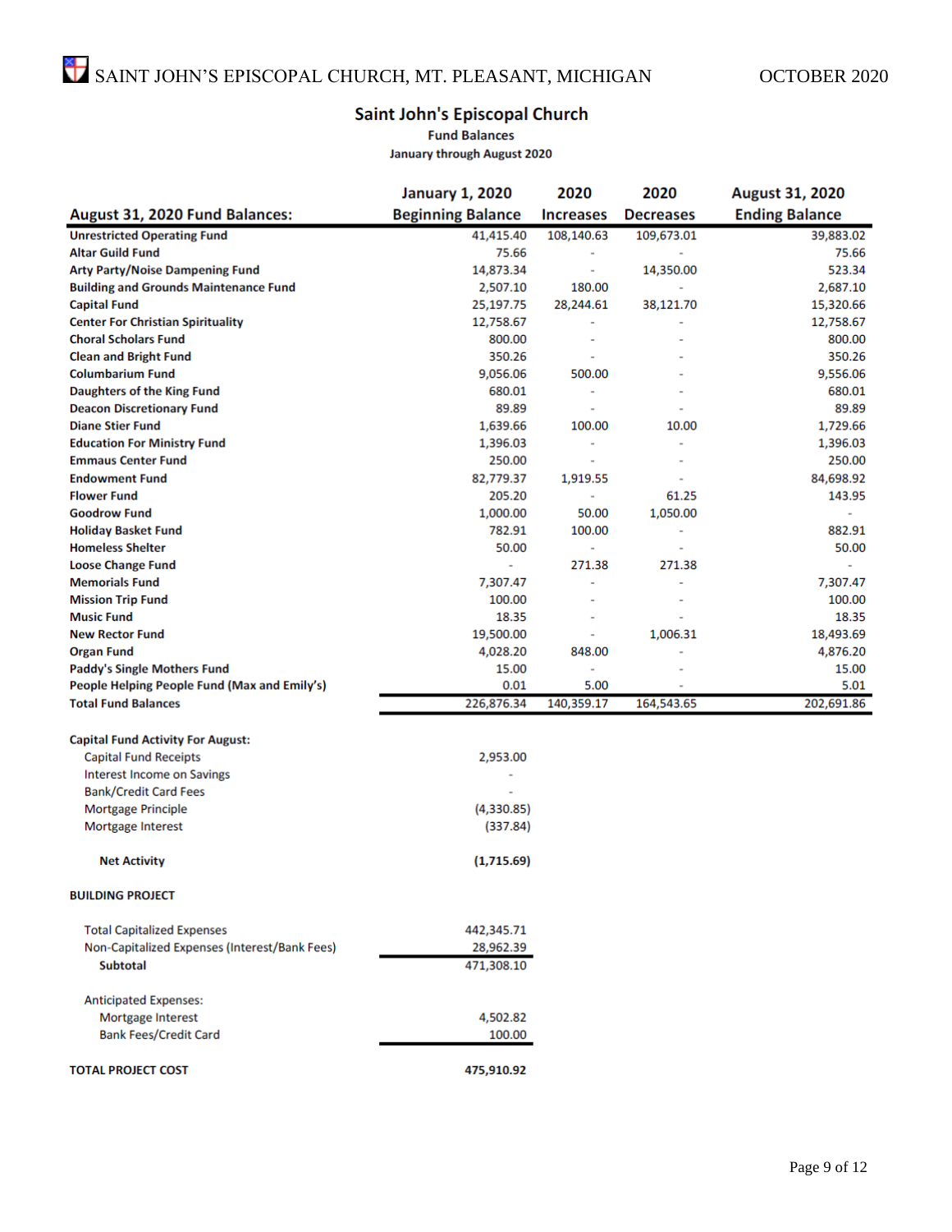# Saint John's Episcopal Church

**Fund Balances**

**January through August 2020**

| August 31, 2020 Fund Balances: | January 1, 2020 Beginning Balance | 2020 Increases | 2020 Decreases | August 31, 2020 Ending Balance |
|---|---|---|---|---|
| Unrestricted Operating Fund | 41,415.40 | 108,140.63 | 109,673.01 | 39,883.02 |
| Altar Guild Fund | 75.66 | - | - | 75.66 |
| Arty Party/Noise Dampening Fund | 14,873.34 | - | 14,350.00 | 523.34 |
| Building and Grounds Maintenance Fund | 2,507.10 | 180.00 | - | 2,687.10 |
| Capital Fund | 25,197.75 | 28,244.61 | 38,121.70 | 15,320.66 |
| Center For Christian Spirituality | 12,758.67 | - | - | 12,758.67 |
| Choral Scholars Fund | 800.00 | - | - | 800.00 |
| Clean and Bright Fund | 350.26 | - | - | 350.26 |
| Columbarium Fund | 9,056.06 | 500.00 | - | 9,556.06 |
| Daughters of the King Fund | 680.01 | - | - | 680.01 |
| Deacon Discretionary Fund | 89.89 | - | - | 89.89 |
| Diane Stier Fund | 1,639.66 | 100.00 | 10.00 | 1,729.66 |
| Education For Ministry Fund | 1,396.03 | - | - | 1,396.03 |
| Emmaus Center Fund | 250.00 | - | - | 250.00 |
| Endowment Fund | 82,779.37 | 1,919.55 | - | 84,698.92 |
| Flower Fund | 205.20 | - | 61.25 | 143.95 |
| Goodrow Fund | 1,000.00 | 50.00 | 1,050.00 | - |
| Holiday Basket Fund | 782.91 | 100.00 | - | 882.91 |
| Homeless Shelter | 50.00 | - | - | 50.00 |
| Loose Change Fund | - | 271.38 | 271.38 | - |
| Memorials Fund | 7,307.47 | - | - | 7,307.47 |
| Mission Trip Fund | 100.00 | - | - | 100.00 |
| Music Fund | 18.35 | - | - | 18.35 |
| New Rector Fund | 19,500.00 | - | 1,006.31 | 18,493.69 |
| Organ Fund | 4,028.20 | 848.00 | - | 4,876.20 |
| Paddy's Single Mothers Fund | 15.00 | - | - | 15.00 |
| People Helping People Fund (Max and Emily's) | 0.01 | 5.00 | - | 5.01 |
| **Total Fund Balances** | 226,876.34 | 140,359.17 | 164,543.65 | 202,691.86 |

**Capital Fund Activity For August:**

| | |
|---|---|
| Capital Fund Receipts | 2,953.00 |
| Interest Income on Savings | - |
| Bank/Credit Card Fees | - |
| Mortgage Principle | (4,330.85) |
| Mortgage Interest | (337.84) |
| **Net Activity** | **(1,715.69)** |

**BUILDING PROJECT**

| | |
|---|---|
| Total Capitalized Expenses | 442,345.71 |
| Non-Capitalized Expenses (Interest/Bank Fees) | 28,962.39 |
| **Subtotal** | 471,308.10 |
| Anticipated Expenses: | |
| Mortgage Interest | 4,502.82 |
| Bank Fees/Credit Card | 100.00 |
| **TOTAL PROJECT COST** | **475,910.92** |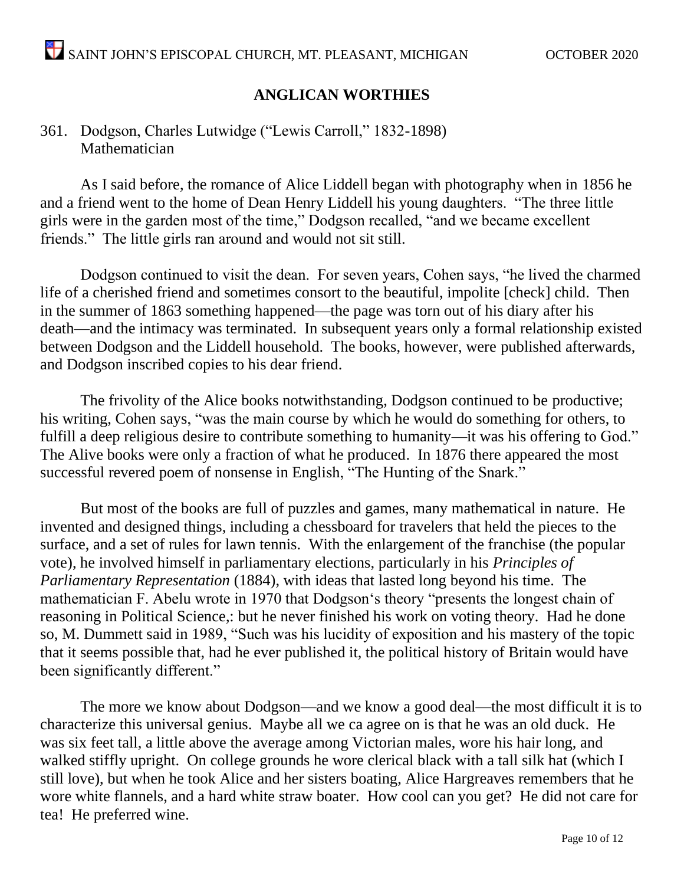## ANGLICAN WORTHIES

361. Dodgson, Charles Lutwidge ("Lewis Carroll," 1832-1898)
Mathematician

As I said before, the romance of Alice Liddell began with photography when in 1856 he and a friend went to the home of Dean Henry Liddell his young daughters. "The three little girls were in the garden most of the time," Dodgson recalled, "and we became excellent friends." The little girls ran around and would not sit still.

Dodgson continued to visit the dean. For seven years, Cohen says, "he lived the charmed life of a cherished friend and sometimes consort to the beautiful, impolite [check] child. Then in the summer of 1863 something happened—the page was torn out of his diary after his death—and the intimacy was terminated. In subsequent years only a formal relationship existed between Dodgson and the Liddell household. The books, however, were published afterwards, and Dodgson inscribed copies to his dear friend.

The frivolity of the Alice books notwithstanding, Dodgson continued to be productive; his writing, Cohen says, "was the main course by which he would do something for others, to fulfill a deep religious desire to contribute something to humanity—it was his offering to God." The Alive books were only a fraction of what he produced. In 1876 there appeared the most successful revered poem of nonsense in English, "The Hunting of the Snark."

But most of the books are full of puzzles and games, many mathematical in nature. He invented and designed things, including a chessboard for travelers that held the pieces to the surface, and a set of rules for lawn tennis. With the enlargement of the franchise (the popular vote), he involved himself in parliamentary elections, particularly in his *Principles of Parliamentary Representation* (1884), with ideas that lasted long beyond his time. The mathematician F. Abelu wrote in 1970 that Dodgson's theory "presents the longest chain of reasoning in Political Science,: but he never finished his work on voting theory. Had he done so, M. Dummett said in 1989, "Such was his lucidity of exposition and his mastery of the topic that it seems possible that, had he ever published it, the political history of Britain would have been significantly different."

The more we know about Dodgson—and we know a good deal—the most difficult it is to characterize this universal genius. Maybe all we ca agree on is that he was an old duck. He was six feet tall, a little above the average among Victorian males, wore his hair long, and walked stiffly upright. On college grounds he wore clerical black with a tall silk hat (which I still love), but when he took Alice and her sisters boating, Alice Hargreaves remembers that he wore white flannels, and a hard white straw boater. How cool can you get? He did not care for tea! He preferred wine.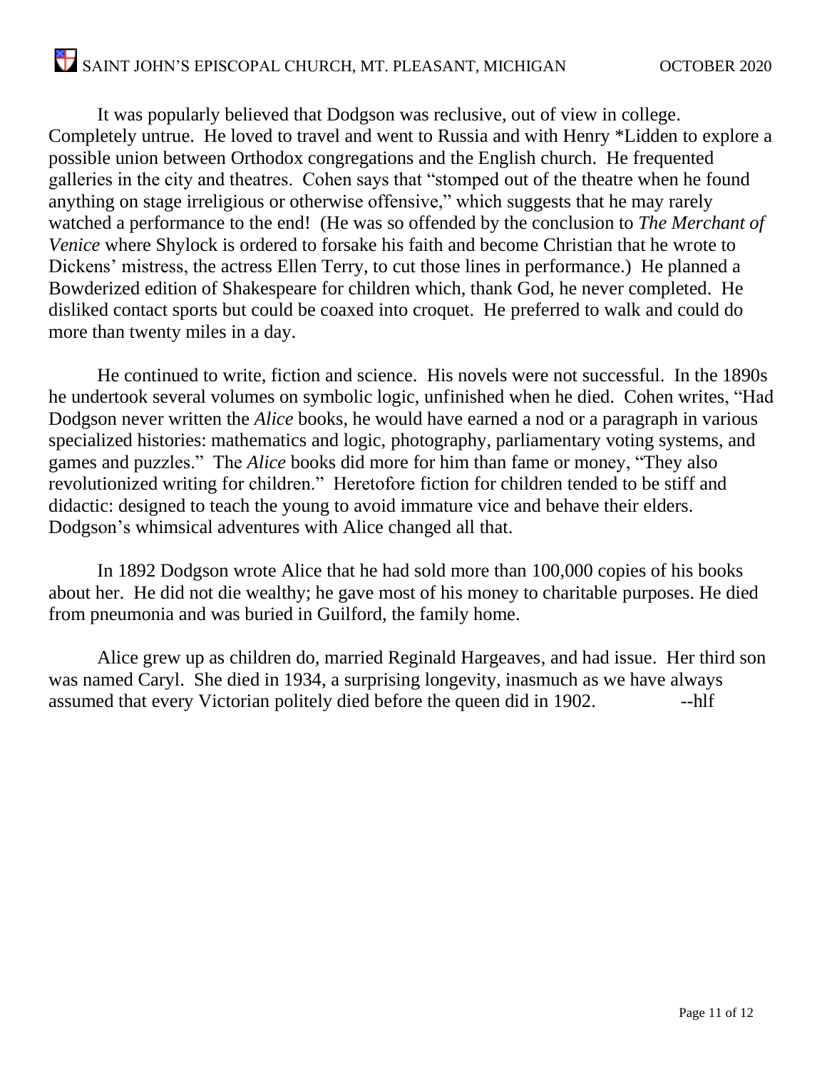It was popularly believed that Dodgson was reclusive, out of view in college. Completely untrue. He loved to travel and went to Russia and with Henry *Lidden to explore a possible union between Orthodox congregations and the English church. He frequented galleries in the city and theatres. Cohen says that "stomped out of the theatre when he found anything on stage irreligious or otherwise offensive," which suggests that he may rarely watched a performance to the end! (He was so offended by the conclusion to *The Merchant of Venice* where Shylock is ordered to forsake his faith and become Christian that he wrote to Dickens' mistress, the actress Ellen Terry, to cut those lines in performance.) He planned a Bowderized edition of Shakespeare for children which, thank God, he never completed. He disliked contact sports but could be coaxed into croquet. He preferred to walk and could do more than twenty miles in a day.

He continued to write, fiction and science. His novels were not successful. In the 1890s he undertook several volumes on symbolic logic, unfinished when he died. Cohen writes, "Had Dodgson never written the *Alice* books, he would have earned a nod or a paragraph in various specialized histories: mathematics and logic, photography, parliamentary voting systems, and games and puzzles." The *Alice* books did more for him than fame or money, "They also revolutionized writing for children." Heretofore fiction for children tended to be stiff and didactic: designed to teach the young to avoid immature vice and behave their elders. Dodgson's whimsical adventures with Alice changed all that.

In 1892 Dodgson wrote Alice that he had sold more than 100,000 copies of his books about her. He did not die wealthy; he gave most of his money to charitable purposes. He died from pneumonia and was buried in Guilford, the family home.

Alice grew up as children do, married Reginald Hargeaves, and had issue. Her third son was named Caryl. She died in 1934, a surprising longevity, inasmuch as we have always assumed that every Victorian politely died before the queen did in 1902. --hlf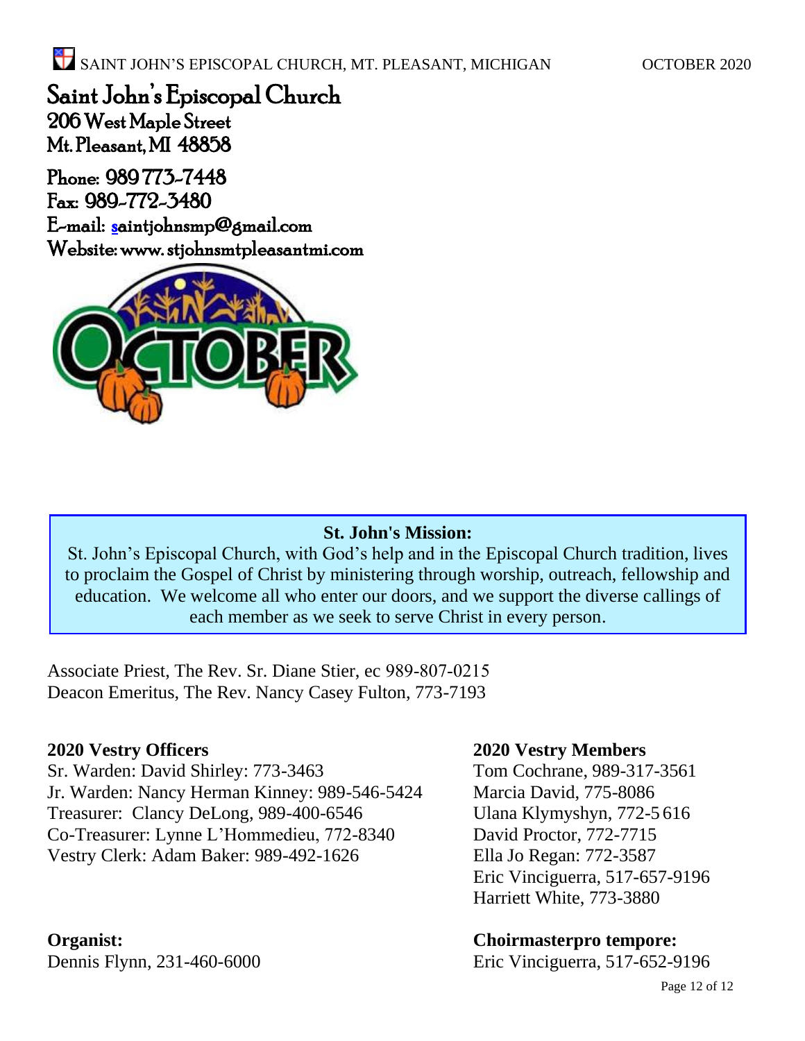# Saint John's Episcopal Church

206 West Maple Street
Mt. Pleasant, MI 48858

Phone: 989 773-7448
Fax: 989-772-3480
E-mail: saintjohnsmp@gmail.com
Website: www. stjohnsmtpleasantmi.com

**St. John's Mission:**

St. John's Episcopal Church, with God's help and in the Episcopal Church tradition, lives to proclaim the Gospel of Christ by ministering through worship, outreach, fellowship and education. We welcome all who enter our doors, and we support the diverse callings of each member as we seek to serve Christ in every person.

Associate Priest, The Rev. Sr. Diane Stier, ec 989-807-0215
Deacon Emeritus, The Rev. Nancy Casey Fulton, 773-7193

**2020 Vestry Officers**

Sr. Warden: David Shirley: 773-3463
Jr. Warden: Nancy Herman Kinney: 989-546-5424
Treasurer: Clancy DeLong, 989-400-6546
Co-Treasurer: Lynne L'Hommedieu, 772-8340
Vestry Clerk: Adam Baker: 989-492-1626

**2020 Vestry Members**

Tom Cochrane, 989-317-3561
Marcia David, 775-8086
Ulana Klymyshyn, 772-5 616
David Proctor, 772-7715
Ella Jo Regan: 772-3587
Eric Vinciguerra, 517-657-9196
Harriett White, 773-3880

**Organist:**

Dennis Flynn, 231-460-6000

**Choirmasterpro tempore:**

Eric Vinciguerra, 517-652-9196